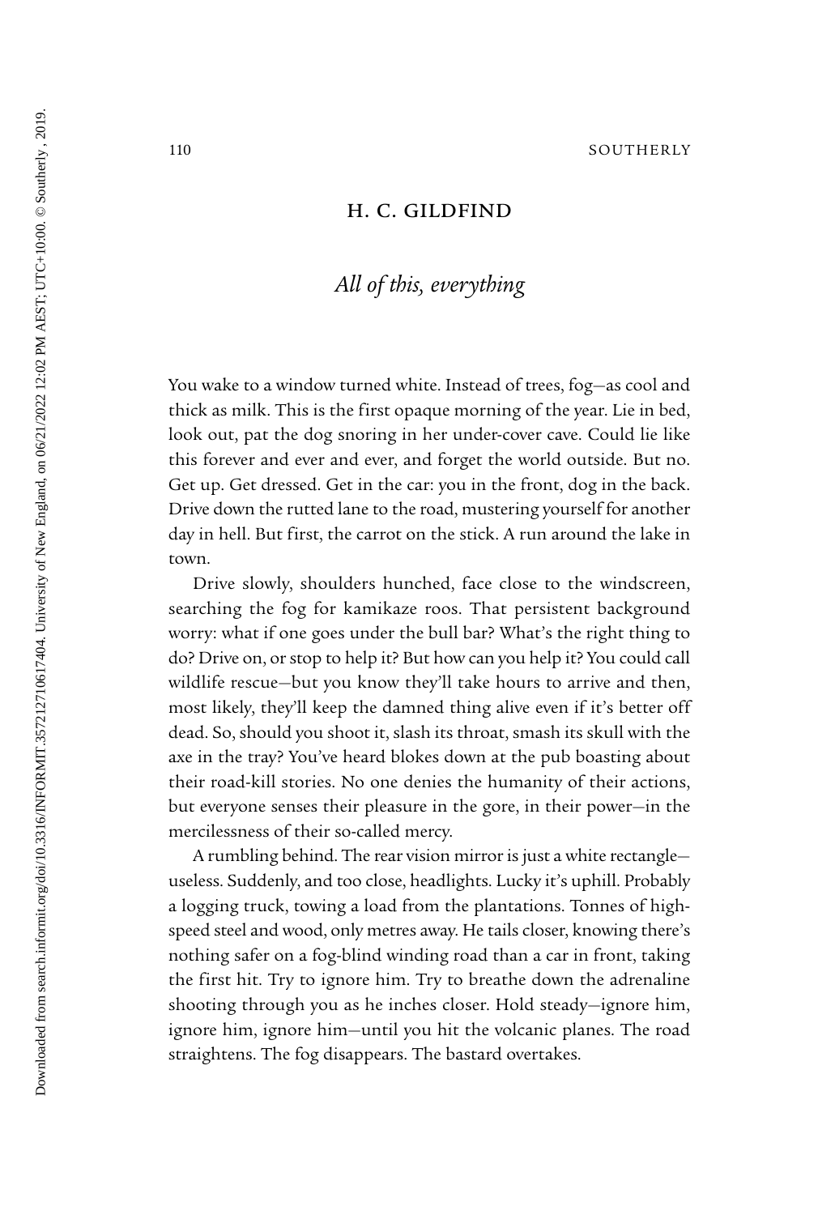## H. C. GILDFIND

# *All of this, everything*

You wake to a window turned white. Instead of trees, fog—as cool and thick as milk. This is the first opaque morning of the year. Lie in bed, look out, pat the dog snoring in her under-cover cave. Could lie like this forever and ever and ever, and forget the world outside. But no. Get up. Get dressed. Get in the car: you in the front, dog in the back. Drive down the rutted lane to the road, mustering yourself for another day in hell. But first, the carrot on the stick. A run around the lake in town.

Drive slowly, shoulders hunched, face close to the windscreen, searching the fog for kamikaze roos. That persistent background worry: what if one goes under the bull bar? What's the right thing to do? Drive on, or stop to help it? But how can you help it? You could call wildlife rescue—but you know they'll take hours to arrive and then, most likely, they'll keep the damned thing alive even if it's better off dead. So, should you shoot it, slash its throat, smash its skull with the axe in the tray? You've heard blokes down at the pub boasting about their road-kill stories. No one denies the humanity of their actions, but everyone senses their pleasure in the gore, in their power—in the mercilessness of their so-called mercy.

A rumbling behind. The rear vision mirror is just a white rectangle—useless. Suddenly, and too close, headlights. Lucky it's uphill. Probably a logging truck, towing a load from the plantations. Tonnes of high-speed steel and wood, only metres away. He tails closer, knowing there's nothing safer on a fog-blind winding road than a car in front, taking the first hit. Try to ignore him. Try to breathe down the adrenaline shooting through you as he inches closer. Hold steady—ignore him, ignore him, ignore him—until you hit the volcanic planes. The road straightens. The fog disappears. The bastard overtakes.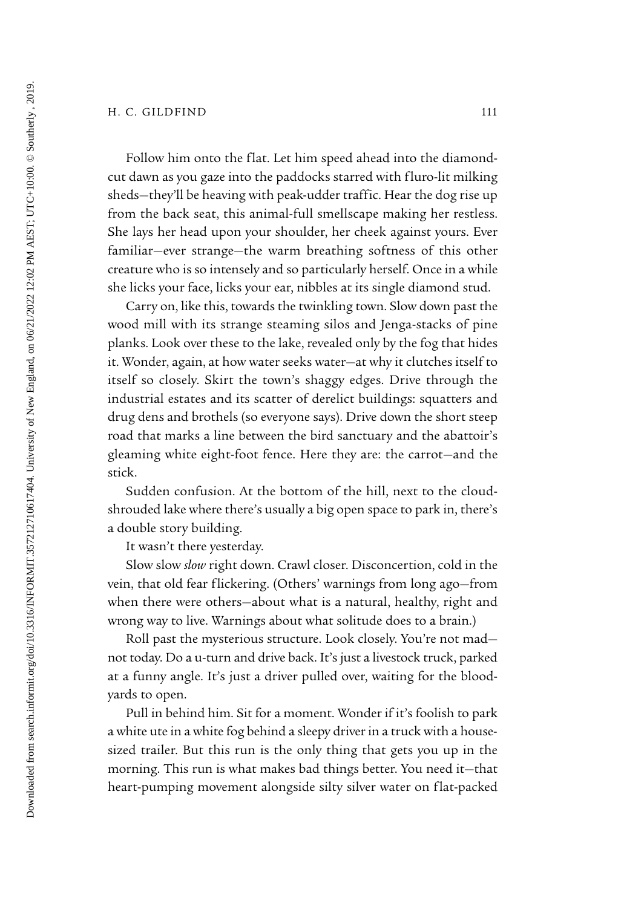Follow him onto the flat. Let him speed ahead into the diamond-cut dawn as you gaze into the paddocks starred with fluro-lit milking sheds—they'll be heaving with peak-udder traffic. Hear the dog rise up from the back seat, this animal-full smellscape making her restless. She lays her head upon your shoulder, her cheek against yours. Ever familiar—ever strange—the warm breathing softness of this other creature who is so intensely and so particularly herself. Once in a while she licks your face, licks your ear, nibbles at its single diamond stud.

Carry on, like this, towards the twinkling town. Slow down past the wood mill with its strange steaming silos and Jenga-stacks of pine planks. Look over these to the lake, revealed only by the fog that hides it. Wonder, again, at how water seeks water—at why it clutches itself to itself so closely. Skirt the town's shaggy edges. Drive through the industrial estates and its scatter of derelict buildings: squatters and drug dens and brothels (so everyone says). Drive down the short steep road that marks a line between the bird sanctuary and the abattoir's gleaming white eight-foot fence. Here they are: the carrot—and the stick.

Sudden confusion. At the bottom of the hill, next to the cloud-shrouded lake where there's usually a big open space to park in, there's a double story building.

It wasn't there yesterday.

Slow slow *slow* right down. Crawl closer. Disconcertion, cold in the vein, that old fear flickering. (Others' warnings from long ago—from when there were others—about what is a natural, healthy, right and wrong way to live. Warnings about what solitude does to a brain.)

Roll past the mysterious structure. Look closely. You're not mad—not today. Do a u-turn and drive back. It's just a livestock truck, parked at a funny angle. It's just a driver pulled over, waiting for the blood-yards to open.

Pull in behind him. Sit for a moment. Wonder if it's foolish to park a white ute in a white fog behind a sleepy driver in a truck with a house-sized trailer. But this run is the only thing that gets you up in the morning. This run is what makes bad things better. You need it—that heart-pumping movement alongside silty silver water on flat-packed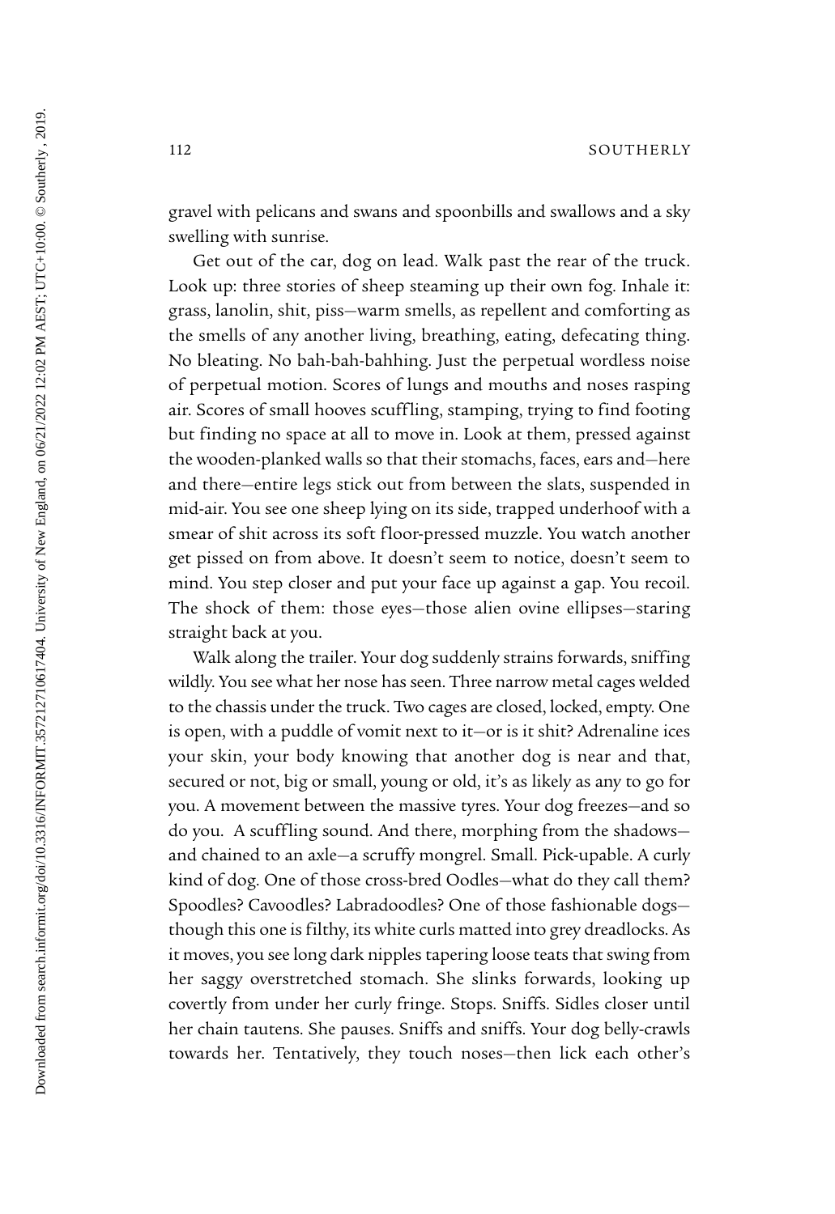gravel with pelicans and swans and spoonbills and swallows and a sky swelling with sunrise.

Get out of the car, dog on lead. Walk past the rear of the truck. Look up: three stories of sheep steaming up their own fog. Inhale it: grass, lanolin, shit, piss—warm smells, as repellent and comforting as the smells of any another living, breathing, eating, defecating thing. No bleating. No bah-bah-bahhing. Just the perpetual wordless noise of perpetual motion. Scores of lungs and mouths and noses rasping air. Scores of small hooves scuffling, stamping, trying to find footing but finding no space at all to move in. Look at them, pressed against the wooden-planked walls so that their stomachs, faces, ears and—here and there—entire legs stick out from between the slats, suspended in mid-air. You see one sheep lying on its side, trapped underhoof with a smear of shit across its soft floor-pressed muzzle. You watch another get pissed on from above. It doesn't seem to notice, doesn't seem to mind. You step closer and put your face up against a gap. You recoil. The shock of them: those eyes—those alien ovine ellipses—staring straight back at you.

Walk along the trailer. Your dog suddenly strains forwards, sniffing wildly. You see what her nose has seen. Three narrow metal cages welded to the chassis under the truck. Two cages are closed, locked, empty. One is open, with a puddle of vomit next to it—or is it shit? Adrenaline ices your skin, your body knowing that another dog is near and that, secured or not, big or small, young or old, it's as likely as any to go for you. A movement between the massive tyres. Your dog freezes—and so do you. A scuffling sound. And there, morphing from the shadows—and chained to an axle—a scruffy mongrel. Small. Pick-upable. A curly kind of dog. One of those cross-bred Oodles—what do they call them? Spoodles? Cavoodles? Labradoodles? One of those fashionable dogs—though this one is filthy, its white curls matted into grey dreadlocks. As it moves, you see long dark nipples tapering loose teats that swing from her saggy overstretched stomach. She slinks forwards, looking up covertly from under her curly fringe. Stops. Sniffs. Sidles closer until her chain tautens. She pauses. Sniffs and sniffs. Your dog belly-crawls towards her. Tentatively, they touch noses—then lick each other's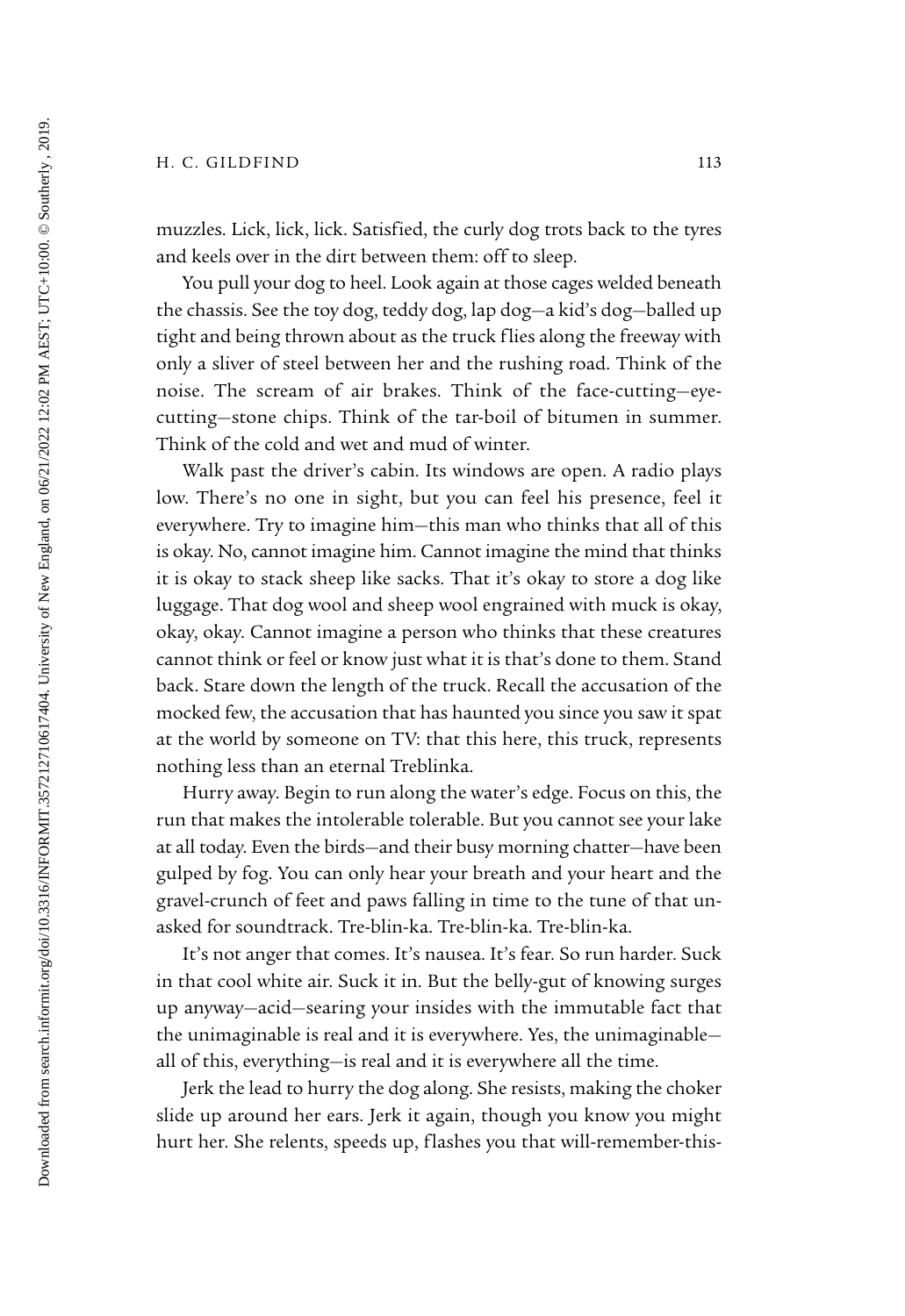muzzles. Lick, lick, lick. Satisfied, the curly dog trots back to the tyres and keels over in the dirt between them: off to sleep.

You pull your dog to heel. Look again at those cages welded beneath the chassis. See the toy dog, teddy dog, lap dog—a kid's dog—balled up tight and being thrown about as the truck flies along the freeway with only a sliver of steel between her and the rushing road. Think of the noise. The scream of air brakes. Think of the face-cutting—eye-cutting—stone chips. Think of the tar-boil of bitumen in summer. Think of the cold and wet and mud of winter.

Walk past the driver's cabin. Its windows are open. A radio plays low. There's no one in sight, but you can feel his presence, feel it everywhere. Try to imagine him—this man who thinks that all of this is okay. No, cannot imagine him. Cannot imagine the mind that thinks it is okay to stack sheep like sacks. That it's okay to store a dog like luggage. That dog wool and sheep wool engrained with muck is okay, okay, okay. Cannot imagine a person who thinks that these creatures cannot think or feel or know just what it is that's done to them. Stand back. Stare down the length of the truck. Recall the accusation of the mocked few, the accusation that has haunted you since you saw it spat at the world by someone on TV: that this here, this truck, represents nothing less than an eternal Treblinka.

Hurry away. Begin to run along the water's edge. Focus on this, the run that makes the intolerable tolerable. But you cannot see your lake at all today. Even the birds—and their busy morning chatter—have been gulped by fog. You can only hear your breath and your heart and the gravel-crunch of feet and paws falling in time to the tune of that un-asked for soundtrack. Tre-blin-ka. Tre-blin-ka. Tre-blin-ka.

It's not anger that comes. It's nausea. It's fear. So run harder. Suck in that cool white air. Suck it in. But the belly-gut of knowing surges up anyway—acid—searing your insides with the immutable fact that the unimaginable is real and it is everywhere. Yes, the unimaginable—all of this, everything—is real and it is everywhere all the time.

Jerk the lead to hurry the dog along. She resists, making the choker slide up around her ears. Jerk it again, though you know you might hurt her. She relents, speeds up, flashes you that will-remember-this-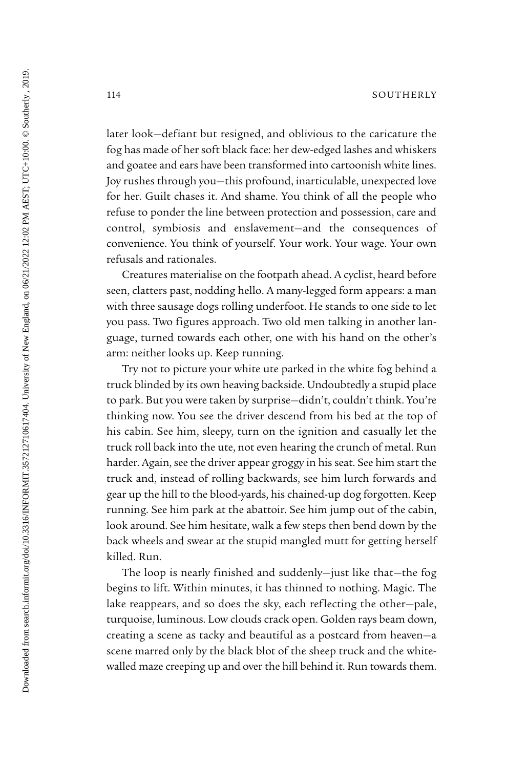later look—defiant but resigned, and oblivious to the caricature the fog has made of her soft black face: her dew-edged lashes and whiskers and goatee and ears have been transformed into cartoonish white lines. Joy rushes through you—this profound, inarticulable, unexpected love for her. Guilt chases it. And shame. You think of all the people who refuse to ponder the line between protection and possession, care and control, symbiosis and enslavement—and the consequences of convenience. You think of yourself. Your work. Your wage. Your own refusals and rationales.

Creatures materialise on the footpath ahead. A cyclist, heard before seen, clatters past, nodding hello. A many-legged form appears: a man with three sausage dogs rolling underfoot. He stands to one side to let you pass. Two figures approach. Two old men talking in another language, turned towards each other, one with his hand on the other's arm: neither looks up. Keep running.

Try not to picture your white ute parked in the white fog behind a truck blinded by its own heaving backside. Undoubtedly a stupid place to park. But you were taken by surprise—didn't, couldn't think. You're thinking now. You see the driver descend from his bed at the top of his cabin. See him, sleepy, turn on the ignition and casually let the truck roll back into the ute, not even hearing the crunch of metal. Run harder. Again, see the driver appear groggy in his seat. See him start the truck and, instead of rolling backwards, see him lurch forwards and gear up the hill to the blood-yards, his chained-up dog forgotten. Keep running. See him park at the abattoir. See him jump out of the cabin, look around. See him hesitate, walk a few steps then bend down by the back wheels and swear at the stupid mangled mutt for getting herself killed. Run.

The loop is nearly finished and suddenly—just like that—the fog begins to lift. Within minutes, it has thinned to nothing. Magic. The lake reappears, and so does the sky, each reflecting the other—pale, turquoise, luminous. Low clouds crack open. Golden rays beam down, creating a scene as tacky and beautiful as a postcard from heaven—a scene marred only by the black blot of the sheep truck and the white-walled maze creeping up and over the hill behind it. Run towards them.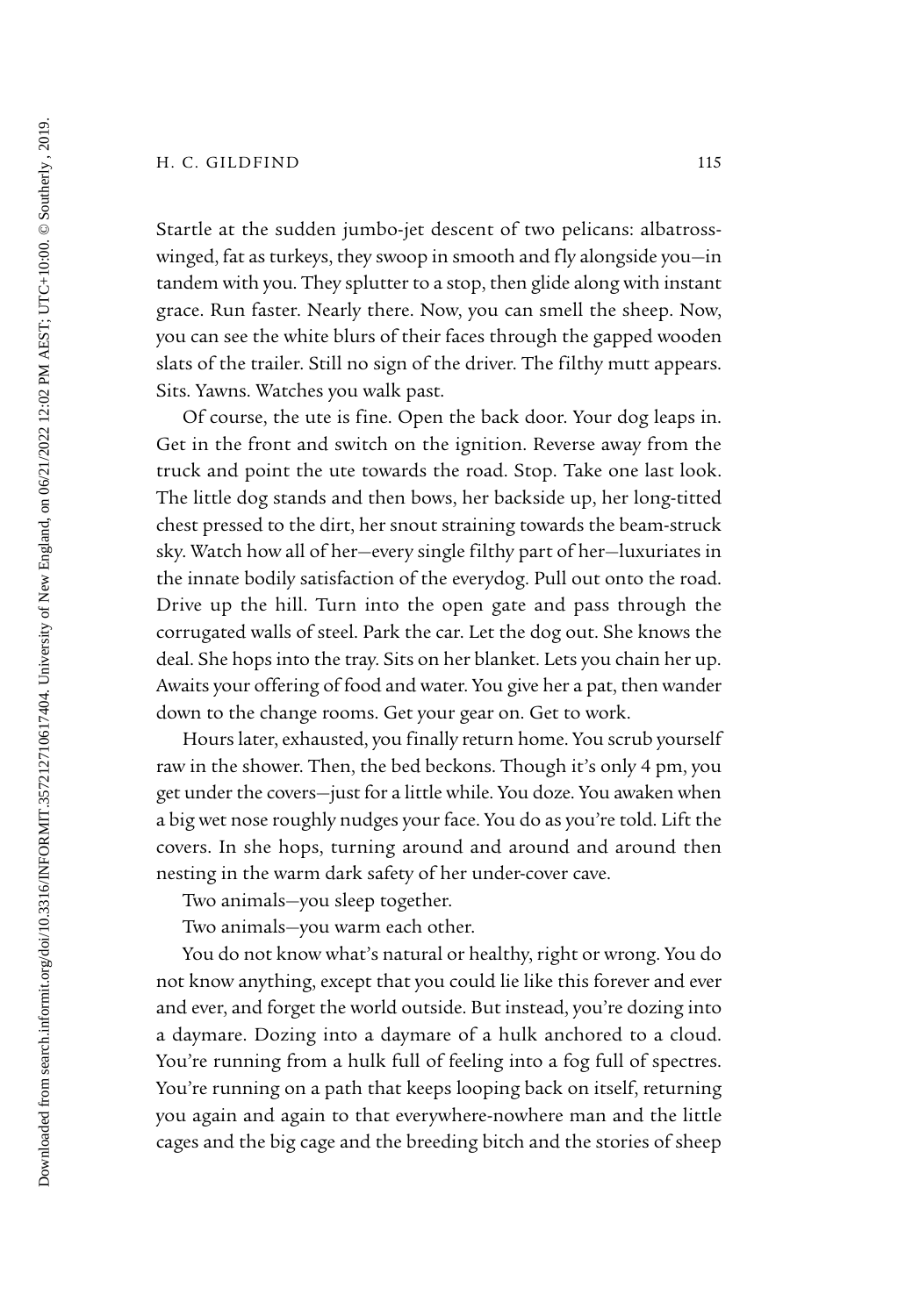Startle at the sudden jumbo-jet descent of two pelicans: albatross-winged, fat as turkeys, they swoop in smooth and fly alongside you—in tandem with you. They splutter to a stop, then glide along with instant grace. Run faster. Nearly there. Now, you can smell the sheep. Now, you can see the white blurs of their faces through the gapped wooden slats of the trailer. Still no sign of the driver. The filthy mutt appears. Sits. Yawns. Watches you walk past.

Of course, the ute is fine. Open the back door. Your dog leaps in. Get in the front and switch on the ignition. Reverse away from the truck and point the ute towards the road. Stop. Take one last look. The little dog stands and then bows, her backside up, her long-titted chest pressed to the dirt, her snout straining towards the beam-struck sky. Watch how all of her—every single filthy part of her—luxuriates in the innate bodily satisfaction of the everydog. Pull out onto the road. Drive up the hill. Turn into the open gate and pass through the corrugated walls of steel. Park the car. Let the dog out. She knows the deal. She hops into the tray. Sits on her blanket. Lets you chain her up. Awaits your offering of food and water. You give her a pat, then wander down to the change rooms. Get your gear on. Get to work.

Hours later, exhausted, you finally return home. You scrub yourself raw in the shower. Then, the bed beckons. Though it's only 4 pm, you get under the covers—just for a little while. You doze. You awaken when a big wet nose roughly nudges your face. You do as you're told. Lift the covers. In she hops, turning around and around and around then nesting in the warm dark safety of her under-cover cave.

Two animals—you sleep together.

Two animals—you warm each other.

You do not know what's natural or healthy, right or wrong. You do not know anything, except that you could lie like this forever and ever and ever, and forget the world outside. But instead, you're dozing into a daymare. Dozing into a daymare of a hulk anchored to a cloud. You're running from a hulk full of feeling into a fog full of spectres. You're running on a path that keeps looping back on itself, returning you again and again to that everywhere-nowhere man and the little cages and the big cage and the breeding bitch and the stories of sheep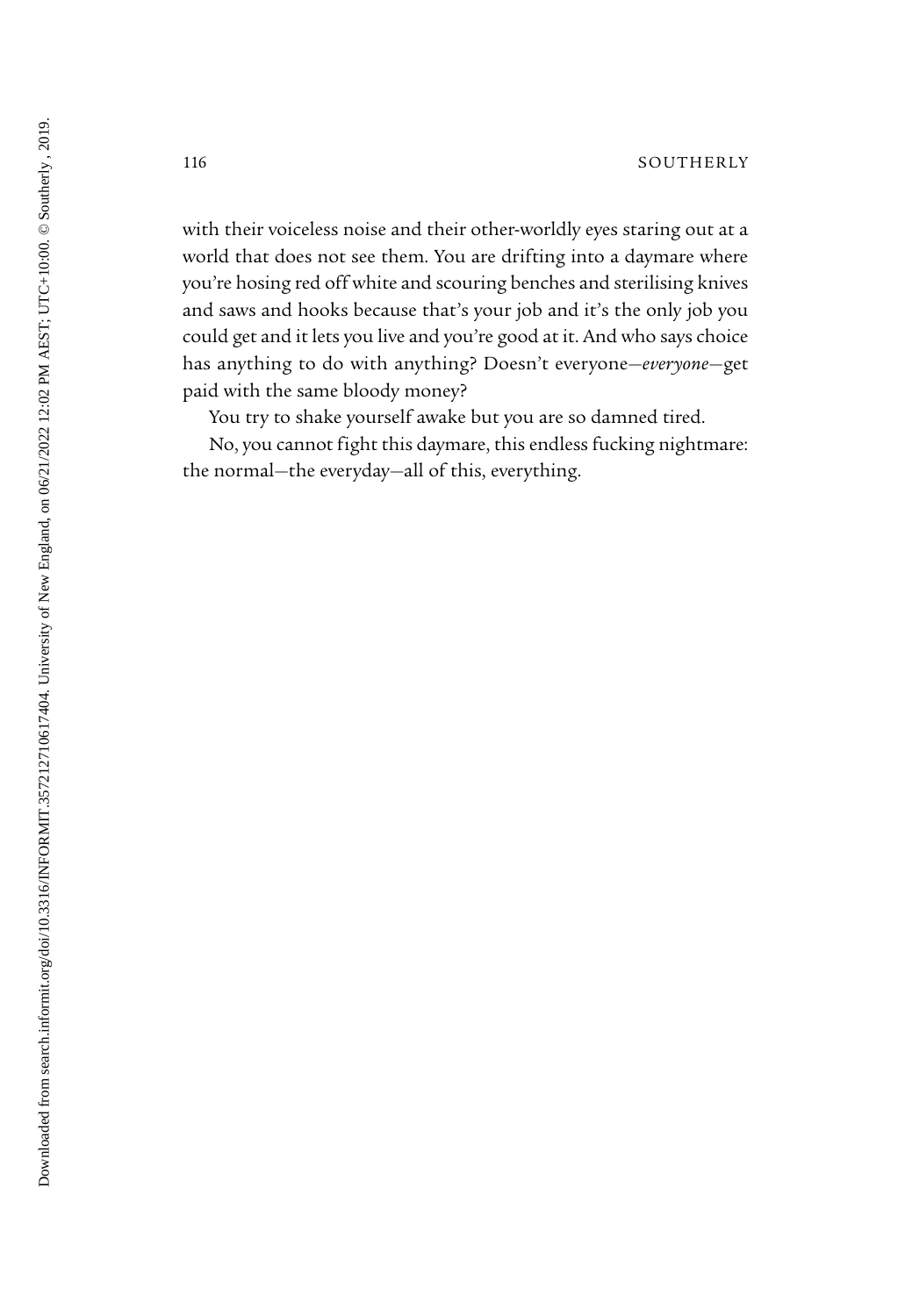with their voiceless noise and their other-worldly eyes staring out at a world that does not see them. You are drifting into a daymare where you're hosing red off white and scouring benches and sterilising knives and saws and hooks because that's your job and it's the only job you could get and it lets you live and you're good at it. And who says choice has anything to do with anything? Doesn't everyone—*everyone*—get paid with the same bloody money?

You try to shake yourself awake but you are so damned tired.

No, you cannot fight this daymare, this endless fucking nightmare: the normal—the everyday—all of this, everything.